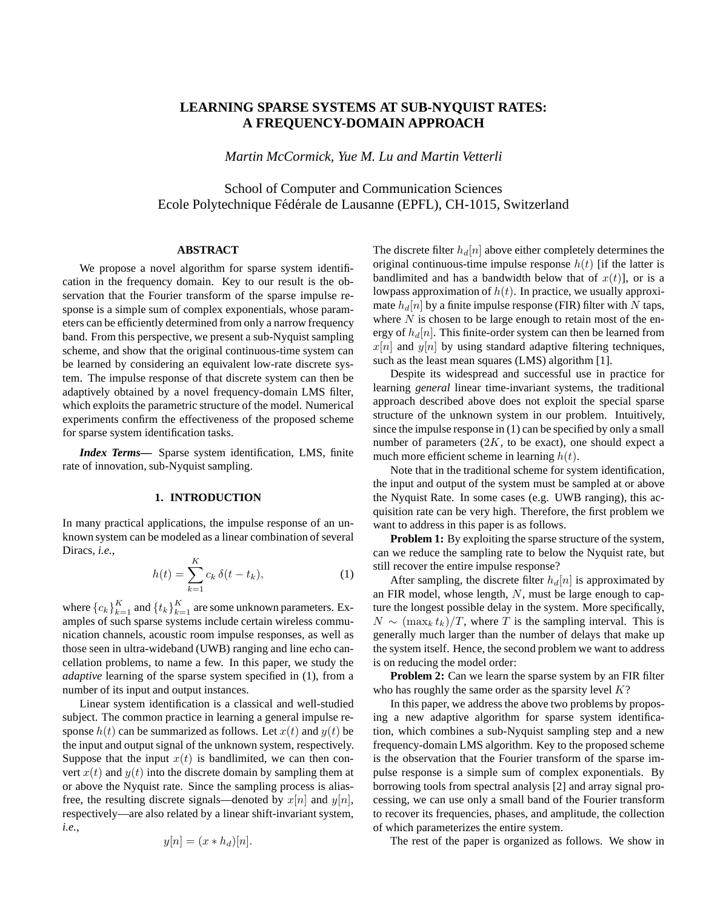# LEARNING SPARSE SYSTEMS AT SUB-NYQUIST RATES: A FREQUENCY-DOMAIN APPROACH

*Martin McCormick, Yue M. Lu and Martin Vetterli*

School of Computer and Communication Sciences
Ecole Polytechnique Fédérale de Lausanne (EPFL), CH-1015, Switzerland

## ABSTRACT

We propose a novel algorithm for sparse system identification in the frequency domain. Key to our result is the observation that the Fourier transform of the sparse impulse response is a simple sum of complex exponentials, whose parameters can be efficiently determined from only a narrow frequency band. From this perspective, we present a sub-Nyquist sampling scheme, and show that the original continuous-time system can be learned by considering an equivalent low-rate discrete system. The impulse response of that discrete system can then be adaptively obtained by a novel frequency-domain LMS filter, which exploits the parametric structure of the model. Numerical experiments confirm the effectiveness of the proposed scheme for sparse system identification tasks.

***Index Terms*—** Sparse system identification, LMS, finite rate of innovation, sub-Nyquist sampling.

## 1. INTRODUCTION

In many practical applications, the impulse response of an unknown system can be modeled as a linear combination of several Diracs, *i.e.*,

$$h(t) = \sum_{k=1}^{K} c_k \, \delta(t - t_k), \tag{1}$$

where $\{c_k\}_{k=1}^K$ and $\{t_k\}_{k=1}^K$ are some unknown parameters. Examples of such sparse systems include certain wireless communication channels, acoustic room impulse responses, as well as those seen in ultra-wideband (UWB) ranging and line echo cancellation problems, to name a few. In this paper, we study the *adaptive* learning of the sparse system specified in (1), from a number of its input and output instances.

Linear system identification is a classical and well-studied subject. The common practice in learning a general impulse response $h(t)$ can be summarized as follows. Let $x(t)$ and $y(t)$ be the input and output signal of the unknown system, respectively. Suppose that the input $x(t)$ is bandlimited, we can then convert $x(t)$ and $y(t)$ into the discrete domain by sampling them at or above the Nyquist rate. Since the sampling process is alias-free, the resulting discrete signals—denoted by $x[n]$ and $y[n]$, respectively—are also related by a linear shift-invariant system, *i.e.*,

$$y[n] = (x * h_d)[n].$$

The discrete filter $h_d[n]$ above either completely determines the original continuous-time impulse response $h(t)$ [if the latter is bandlimited and has a bandwidth below that of $x(t)$], or is a lowpass approximation of $h(t)$. In practice, we usually approximate $h_d[n]$ by a finite impulse response (FIR) filter with $N$ taps, where $N$ is chosen to be large enough to retain most of the energy of $h_d[n]$. This finite-order system can then be learned from $x[n]$ and $y[n]$ by using standard adaptive filtering techniques, such as the least mean squares (LMS) algorithm [1].

Despite its widespread and successful use in practice for learning *general* linear time-invariant systems, the traditional approach described above does not exploit the special sparse structure of the unknown system in our problem. Intuitively, since the impulse response in (1) can be specified by only a small number of parameters ($2K$, to be exact), one should expect a much more efficient scheme in learning $h(t)$.

Note that in the traditional scheme for system identification, the input and output of the system must be sampled at or above the Nyquist Rate. In some cases (e.g. UWB ranging), this acquisition rate can be very high. Therefore, the first problem we want to address in this paper is as follows.

**Problem 1:** By exploiting the sparse structure of the system, can we reduce the sampling rate to below the Nyquist rate, but still recover the entire impulse response?

After sampling, the discrete filter $h_d[n]$ is approximated by an FIR model, whose length, $N$, must be large enough to capture the longest possible delay in the system. More specifically, $N \sim (\max_k t_k)/T$, where $T$ is the sampling interval. This is generally much larger than the number of delays that make up the system itself. Hence, the second problem we want to address is on reducing the model order:

**Problem 2:** Can we learn the sparse system by an FIR filter who has roughly the same order as the sparsity level $K$?

In this paper, we address the above two problems by proposing a new adaptive algorithm for sparse system identification, which combines a sub-Nyquist sampling step and a new frequency-domain LMS algorithm. Key to the proposed scheme is the observation that the Fourier transform of the sparse impulse response is a simple sum of complex exponentials. By borrowing tools from spectral analysis [2] and array signal processing, we can use only a small band of the Fourier transform to recover its frequencies, phases, and amplitude, the collection of which parameterizes the entire system.

The rest of the paper is organized as follows. We show in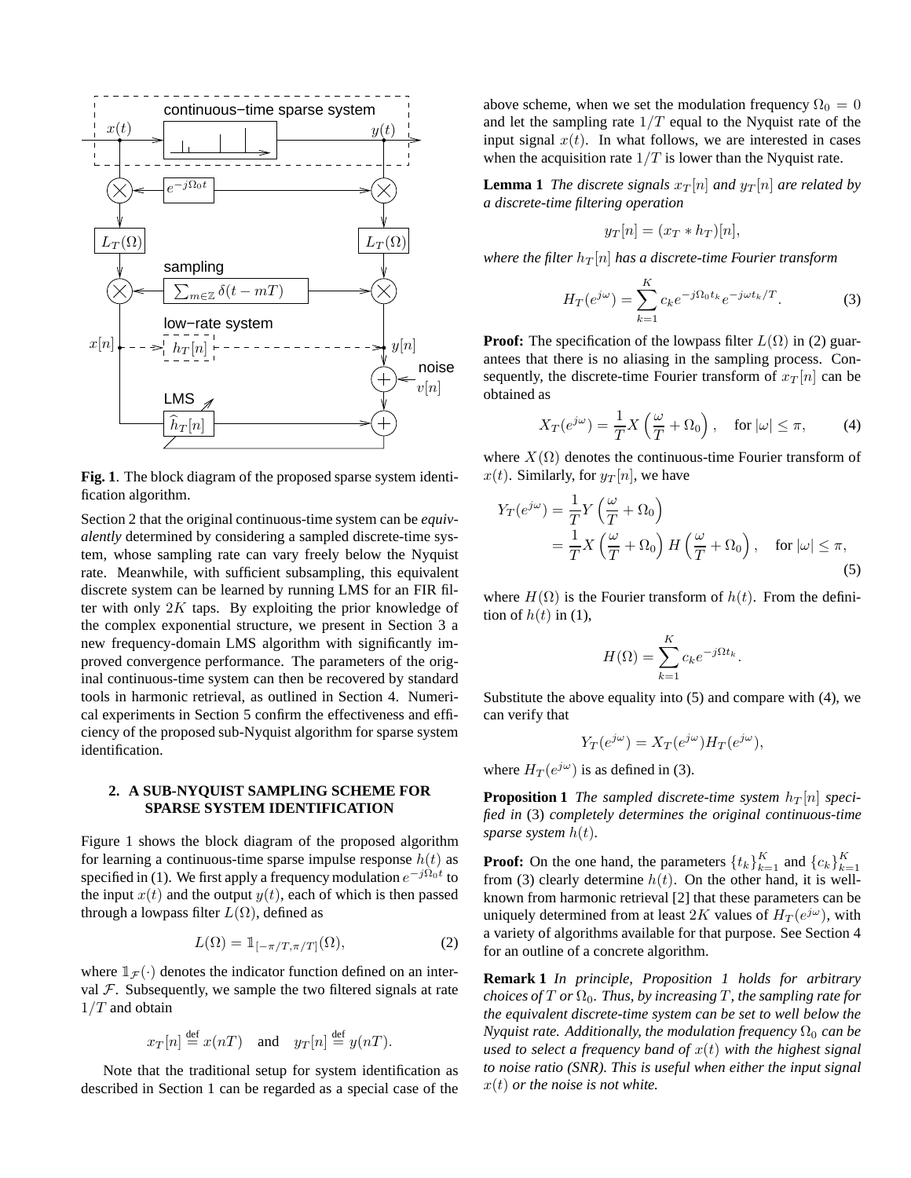**Fig. 1**. The block diagram of the proposed sparse system identification algorithm.

Section 2 that the original continuous-time system can be *equivalently* determined by considering a sampled discrete-time system, whose sampling rate can vary freely below the Nyquist rate. Meanwhile, with sufficient subsampling, this equivalent discrete system can be learned by running LMS for an FIR filter with only $2K$ taps. By exploiting the prior knowledge of the complex exponential structure, we present in Section 3 a new frequency-domain LMS algorithm with significantly improved convergence performance. The parameters of the original continuous-time system can then be recovered by standard tools in harmonic retrieval, as outlined in Section 4. Numerical experiments in Section 5 confirm the effectiveness and efficiency of the proposed sub-Nyquist algorithm for sparse system identification.

## 2. A SUB-NYQUIST SAMPLING SCHEME FOR SPARSE SYSTEM IDENTIFICATION

Figure 1 shows the block diagram of the proposed algorithm for learning a continuous-time sparse impulse response $h(t)$ as specified in (1). We first apply a frequency modulation $e^{-j\Omega_0 t}$ to the input $x(t)$ and the output $y(t)$, each of which is then passed through a lowpass filter $L(\Omega)$, defined as

$$L(\Omega) = \mathbb{1}_{[-\pi/T, \pi/T]}(\Omega), \tag{2}$$

where $\mathbb{1}_{\mathcal{F}}(\cdot)$ denotes the indicator function defined on an interval $\mathcal{F}$. Subsequently, we sample the two filtered signals at rate $1/T$ and obtain

$$x_T[n] \stackrel{\text{def}}{=} x(nT) \quad \text{and} \quad y_T[n] \stackrel{\text{def}}{=} y(nT).$$

Note that the traditional setup for system identification as described in Section 1 can be regarded as a special case of the above scheme, when we set the modulation frequency $\Omega_0 = 0$ and let the sampling rate $1/T$ equal to the Nyquist rate of the input signal $x(t)$. In what follows, we are interested in cases when the acquisition rate $1/T$ is lower than the Nyquist rate.

**Lemma 1** *The discrete signals $x_T[n]$ and $y_T[n]$ are related by a discrete-time filtering operation*

$$y_T[n] = (x_T * h_T)[n],$$

*where the filter $h_T[n]$ has a discrete-time Fourier transform*

$$H_T(e^{j\omega}) = \sum_{k=1}^{K} c_k e^{-j\Omega_0 t_k} e^{-j\omega t_k/T}. \tag{3}$$

**Proof:** The specification of the lowpass filter $L(\Omega)$ in (2) guarantees that there is no aliasing in the sampling process. Consequently, the discrete-time Fourier transform of $x_T[n]$ can be obtained as

$$X_T(e^{j\omega}) = \frac{1}{T} X\left(\frac{\omega}{T} + \Omega_0\right), \quad \text{for } |\omega| \le \pi, \tag{4}$$

where $X(\Omega)$ denotes the continuous-time Fourier transform of $x(t)$. Similarly, for $y_T[n]$, we have

$$\begin{aligned} Y_T(e^{j\omega}) &= \frac{1}{T} Y\left(\frac{\omega}{T} + \Omega_0\right) \\ &= \frac{1}{T} X\left(\frac{\omega}{T} + \Omega_0\right) H\left(\frac{\omega}{T} + \Omega_0\right), \quad \text{for } |\omega| \le \pi, \end{aligned} \tag{5}$$

where $H(\Omega)$ is the Fourier transform of $h(t)$. From the definition of $h(t)$ in (1),

$$H(\Omega) = \sum_{k=1}^{K} c_k e^{-j\Omega t_k}.$$

Substitute the above equality into (5) and compare with (4), we can verify that

$$Y_T(e^{j\omega}) = X_T(e^{j\omega}) H_T(e^{j\omega}),$$

where $H_T(e^{j\omega})$ is as defined in (3).

**Proposition 1** *The sampled discrete-time system $h_T[n]$ specified in* (3) *completely determines the original continuous-time sparse system $h(t)$.*

**Proof:** On the one hand, the parameters $\{t_k\}_{k=1}^K$ and $\{c_k\}_{k=1}^K$ from (3) clearly determine $h(t)$. On the other hand, it is well-known from harmonic retrieval [2] that these parameters can be uniquely determined from at least $2K$ values of $H_T(e^{j\omega})$, with a variety of algorithms available for that purpose. See Section 4 for an outline of a concrete algorithm.

**Remark 1** *In principle, Proposition 1 holds for arbitrary choices of $T$ or $\Omega_0$. Thus, by increasing $T$, the sampling rate for the equivalent discrete-time system can be set to well below the Nyquist rate. Additionally, the modulation frequency $\Omega_0$ can be used to select a frequency band of $x(t)$ with the highest signal to noise ratio (SNR). This is useful when either the input signal $x(t)$ or the noise is not white.*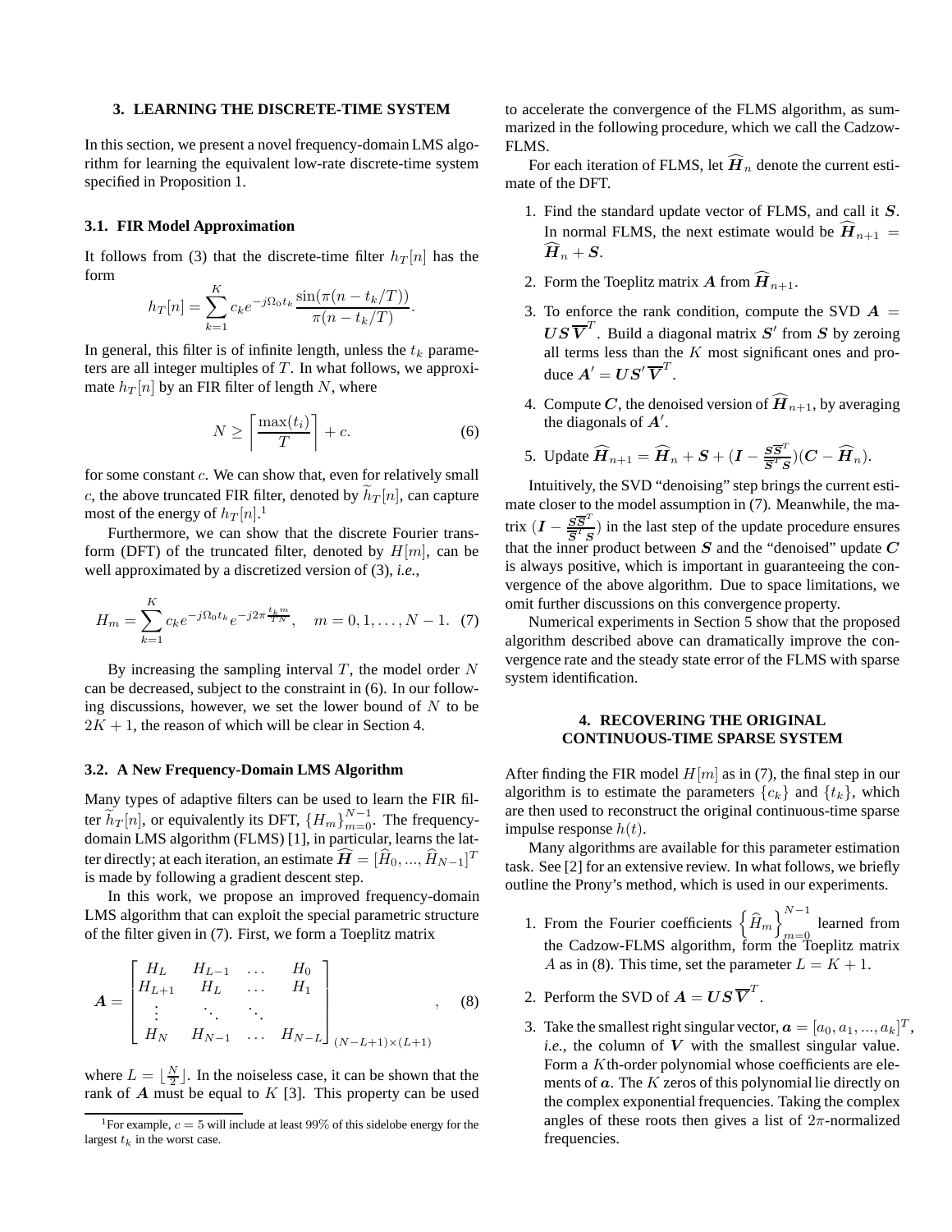### 3. LEARNING THE DISCRETE-TIME SYSTEM

In this section, we present a novel frequency-domain LMS algorithm for learning the equivalent low-rate discrete-time system specified in Proposition 1.

#### 3.1. FIR Model Approximation

It follows from (3) that the discrete-time filter $h_T[n]$ has the form

$$h_T[n] = \sum_{k=1}^{K} c_k e^{-j\Omega_0 t_k} \frac{\sin(\pi(n - t_k/T))}{\pi(n - t_k/T)}.$$

In general, this filter is of infinite length, unless the $t_k$ parameters are all integer multiples of $T$. In what follows, we approximate $h_T[n]$ by an FIR filter of length $N$, where

$$N \geq \left\lceil \frac{\max(t_i)}{T} \right\rceil + c. \quad (6)$$

for some constant $c$. We can show that, even for relatively small $c$, the above truncated FIR filter, denoted by $\widetilde{h}_T[n]$, can capture most of the energy of $h_T[n]$.[1]

Furthermore, we can show that the discrete Fourier transform (DFT) of the truncated filter, denoted by $H[m]$, can be well approximated by a discretized version of (3), *i.e.*,

$$H_m = \sum_{k=1}^{K} c_k e^{-j\Omega_0 t_k} e^{-j2\pi \frac{t_k m}{TN}}, \quad m = 0, 1, \ldots, N-1. \quad (7)$$

By increasing the sampling interval $T$, the model order $N$ can be decreased, subject to the constraint in (6). In our following discussions, however, we set the lower bound of $N$ to be $2K + 1$, the reason of which will be clear in Section 4.

#### 3.2. A New Frequency-Domain LMS Algorithm

Many types of adaptive filters can be used to learn the FIR filter $\widetilde{h}_T[n]$, or equivalently its DFT, $\{H_m\}_{m=0}^{N-1}$. The frequency-domain LMS algorithm (FLMS) [1], in particular, learns the latter directly; at each iteration, an estimate $\widehat{\boldsymbol{H}} = [\widehat{H}_0, ..., \widehat{H}_{N-1}]^T$ is made by following a gradient descent step.

In this work, we propose an improved frequency-domain LMS algorithm that can exploit the special parametric structure of the filter given in (7). First, we form a Toeplitz matrix

$$\boldsymbol{A} = \begin{bmatrix} H_L & H_{L-1} & \ldots & H_0 \\ H_{L+1} & H_L & \ldots & H_1 \\ \vdots & \ddots & \ddots & \\ H_N & H_{N-1} & \ldots & H_{N-L} \end{bmatrix}_{(N-L+1)\times(L+1)}, \quad (8)$$

where $L = \lfloor \frac{N}{2} \rfloor$. In the noiseless case, it can be shown that the rank of $\boldsymbol{A}$ must be equal to $K$ [3]. This property can be used to accelerate the convergence of the FLMS algorithm, as summarized in the following procedure, which we call the Cadzow-FLMS.

For each iteration of FLMS, let $\widehat{\boldsymbol{H}}_n$ denote the current estimate of the DFT.

1. Find the standard update vector of FLMS, and call it $\boldsymbol{S}$. In normal FLMS, the next estimate would be $\widehat{\boldsymbol{H}}_{n+1} = \widehat{\boldsymbol{H}}_n + \boldsymbol{S}$.
2. Form the Toeplitz matrix $\boldsymbol{A}$ from $\widehat{\boldsymbol{H}}_{n+1}$.
3. To enforce the rank condition, compute the SVD $\boldsymbol{A} = \boldsymbol{U}\boldsymbol{S}\overline{\boldsymbol{V}}^T$. Build a diagonal matrix $\boldsymbol{S}'$ from $\boldsymbol{S}$ by zeroing all terms less than the $K$ most significant ones and produce $\boldsymbol{A}' = \boldsymbol{U}\boldsymbol{S}'\overline{\boldsymbol{V}}^T$.
4. Compute $\boldsymbol{C}$, the denoised version of $\widehat{\boldsymbol{H}}_{n+1}$, by averaging the diagonals of $\boldsymbol{A}'$.
5. Update $\widehat{\boldsymbol{H}}_{n+1} = \widehat{\boldsymbol{H}}_n + \boldsymbol{S} + (\boldsymbol{I} - \frac{\boldsymbol{S}\overline{\boldsymbol{S}}^T}{\overline{\boldsymbol{S}}^T\boldsymbol{S}})(\boldsymbol{C} - \widehat{\boldsymbol{H}}_n)$.

Intuitively, the SVD "denoising" step brings the current estimate closer to the model assumption in (7). Meanwhile, the matrix $(\boldsymbol{I} - \frac{\boldsymbol{S}\overline{\boldsymbol{S}}^T}{\overline{\boldsymbol{S}}^T\boldsymbol{S}})$ in the last step of the update procedure ensures that the inner product between $\boldsymbol{S}$ and the "denoised" update $\boldsymbol{C}$ is always positive, which is important in guaranteeing the convergence of the above algorithm. Due to space limitations, we omit further discussions on this convergence property.

Numerical experiments in Section 5 show that the proposed algorithm described above can dramatically improve the convergence rate and the steady state error of the FLMS with sparse system identification.

### 4. RECOVERING THE ORIGINAL CONTINUOUS-TIME SPARSE SYSTEM

After finding the FIR model $H[m]$ as in (7), the final step in our algorithm is to estimate the parameters $\{c_k\}$ and $\{t_k\}$, which are then used to reconstruct the original continuous-time sparse impulse response $h(t)$.

Many algorithms are available for this parameter estimation task. See [2] for an extensive review. In what follows, we briefly outline the Prony's method, which is used in our experiments.

1. From the Fourier coefficients $\left\{\widehat{H}_m\right\}_{m=0}^{N-1}$ learned from the Cadzow-FLMS algorithm, form the Toeplitz matrix $A$ as in (8). This time, set the parameter $L = K + 1$.
2. Perform the SVD of $\boldsymbol{A} = \boldsymbol{U}\boldsymbol{S}\overline{\boldsymbol{V}}^T$.
3. Take the smallest right singular vector, $\boldsymbol{a} = [a_0, a_1, ..., a_k]^T$, *i.e.*, the column of $\boldsymbol{V}$ with the smallest singular value. Form a $K$th-order polynomial whose coefficients are elements of $\boldsymbol{a}$. The $K$ zeros of this polynomial lie directly on the complex exponential frequencies. Taking the complex angles of these roots then gives a list of $2\pi$-normalized frequencies.

[1] For example, $c = 5$ will include at least 99% of this sidelobe energy for the largest $t_k$ in the worst case.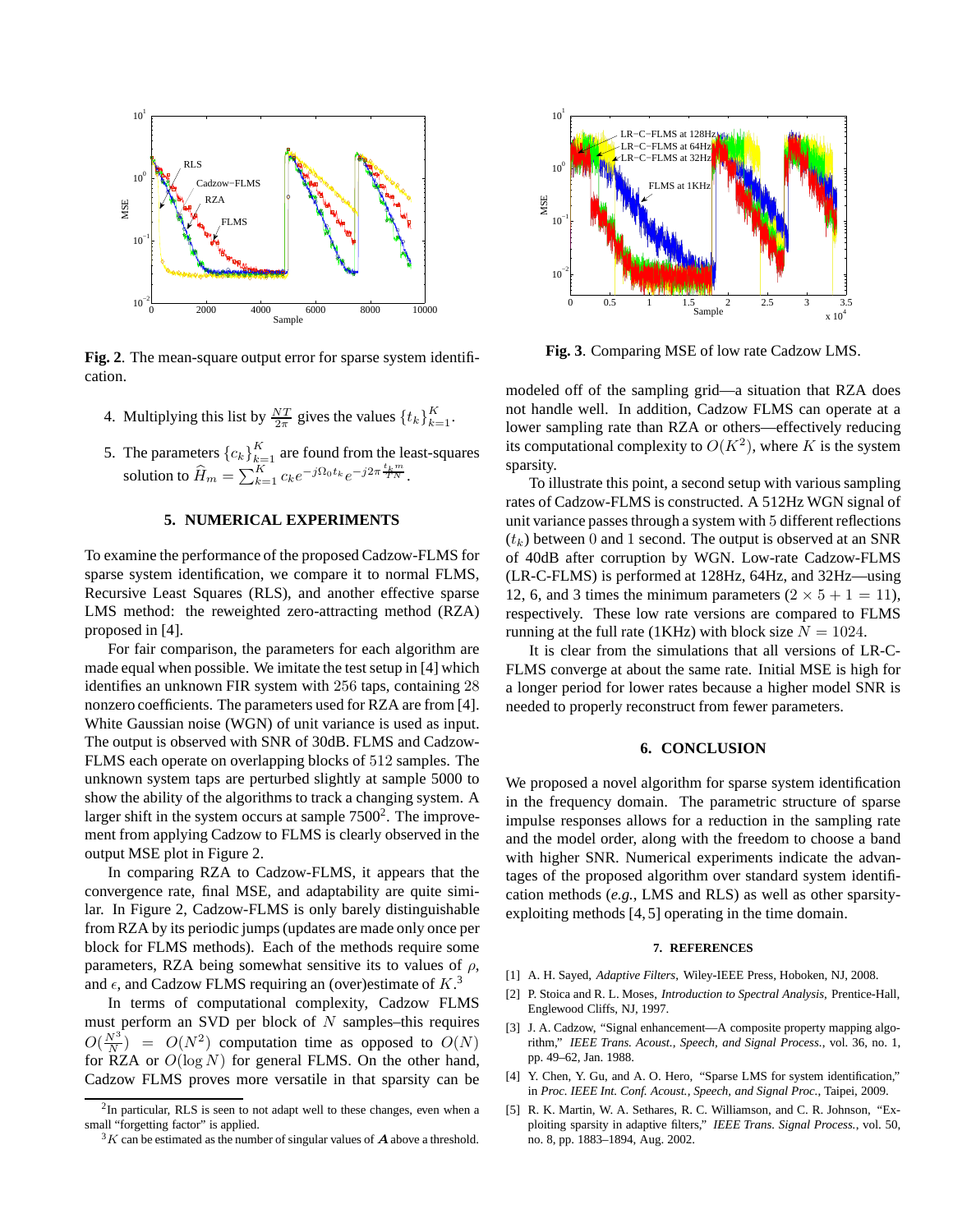10^1

10^0

10^-1

10^-2

MSE

RLS

Cadzow−FLMS

RZA

FLMS

0 2000 4000 6000 8000 10000

Sample

**Fig. 2**. The mean-square output error for sparse system identification.

4. Multiplying this list by $\frac{NT}{2\pi}$ gives the values $\{t_k\}_{k=1}^{K}$.

5. The parameters $\{c_k\}_{k=1}^{K}$ are found from the least-squares solution to $\widehat{H}_m = \sum_{k=1}^{K} c_k e^{-j\Omega_0 t_k} e^{-j2\pi \frac{t_k m}{TN}}$.

## 5. NUMERICAL EXPERIMENTS

To examine the performance of the proposed Cadzow-FLMS for sparse system identification, we compare it to normal FLMS, Recursive Least Squares (RLS), and another effective sparse LMS method: the reweighted zero-attracting method (RZA) proposed in [4].

For fair comparison, the parameters for each algorithm are made equal when possible. We imitate the test setup in [4] which identifies an unknown FIR system with 256 taps, containing 28 nonzero coefficients. The parameters used for RZA are from [4]. White Gaussian noise (WGN) of unit variance is used as input. The output is observed with SNR of 30dB. FLMS and Cadzow-FLMS each operate on overlapping blocks of 512 samples. The unknown system taps are perturbed slightly at sample 5000 to show the ability of the algorithms to track a changing system. A larger shift in the system occurs at sample 7500[2]. The improvement from applying Cadzow to FLMS is clearly observed in the output MSE plot in Figure 2.

In comparing RZA to Cadzow-FLMS, it appears that the convergence rate, final MSE, and adaptability are quite similar. In Figure 2, Cadzow-FLMS is only barely distinguishable from RZA by its periodic jumps (updates are made only once per block for FLMS methods). Each of the methods require some parameters, RZA being somewhat sensitive to its values of $\rho$, and $\epsilon$, and Cadzow FLMS requiring an (over)estimate of $K$.[3]

In terms of computational complexity, Cadzow FLMS must perform an SVD per block of $N$ samples–this requires $O(\frac{N^3}{N}) = O(N^2)$ computation time as opposed to $O(N)$ for RZA or $O(\log N)$ for general FLMS. On the other hand, Cadzow FLMS proves more versatile in that sparsity can be modeled off of the sampling grid—a situation that RZA does not handle well. In addition, Cadzow FLMS can operate at a lower sampling rate than RZA or others—effectively reducing its computational complexity to $O(K^2)$, where $K$ is the system sparsity.

To illustrate this point, a second setup with various sampling rates of Cadzow-FLMS is constructed. A 512Hz WGN signal of unit variance passes through a system with 5 different reflections ($t_k$) between 0 and 1 second. The output is observed at an SNR of 40dB after corruption by WGN. Low-rate Cadzow-FLMS (LR-C-FLMS) is performed at 128Hz, 64Hz, and 32Hz—using 12, 6, and 3 times the minimum parameters ($2 \times 5 + 1 = 11$), respectively. These low rate versions are compared to FLMS running at the full rate (1KHz) with block size $N = 1024$.

10^1

10^0

10^-1

10^-2

MSE

LR−C−FLMS at 128Hz

LR−C−FLMS at 64Hz

LR−C−FLMS at 32Hz

FLMS at 1KHz

0 0.5 1 1.5 2 2.5 3 3.5

Sample

x 10^4

**Fig. 3**. Comparing MSE of low rate Cadzow LMS.

It is clear from the simulations that all versions of LR-C-FLMS converge at about the same rate. Initial MSE is high for a longer period for lower rates because a higher model SNR is needed to properly reconstruct from fewer parameters.

## 6. CONCLUSION

We proposed a novel algorithm for sparse system identification in the frequency domain. The parametric structure of sparse impulse responses allows for a reduction in the sampling rate and the model order, along with the freedom to choose a band with higher SNR. Numerical experiments indicate the advantages of the proposed algorithm over standard system identification methods (*e.g.*, LMS and RLS) as well as other sparsity-exploiting methods [4, 5] operating in the time domain.

## 7. REFERENCES

[1] A. H. Sayed, *Adaptive Filters*, Wiley-IEEE Press, Hoboken, NJ, 2008.

[2] P. Stoica and R. L. Moses, *Introduction to Spectral Analysis*, Prentice-Hall, Englewood Cliffs, NJ, 1997.

[3] J. A. Cadzow, "Signal enhancement—A composite property mapping algorithm," *IEEE Trans. Acoust., Speech, and Signal Process.*, vol. 36, no. 1, pp. 49–62, Jan. 1988.

[4] Y. Chen, Y. Gu, and A. O. Hero, "Sparse LMS for system identification," in *Proc. IEEE Int. Conf. Acoust., Speech, and Signal Proc.*, Taipei, 2009.

[5] R. K. Martin, W. A. Sethares, R. C. Williamson, and C. R. Johnson, "Exploiting sparsity in adaptive filters," *IEEE Trans. Signal Process.*, vol. 50, no. 8, pp. 1883–1894, Aug. 2002.

---

[2] In particular, RLS is seen to not adapt well to these changes, even when a small "forgetting factor" is applied.

[3] $K$ can be estimated as the number of singular values of $\boldsymbol{A}$ above a threshold.